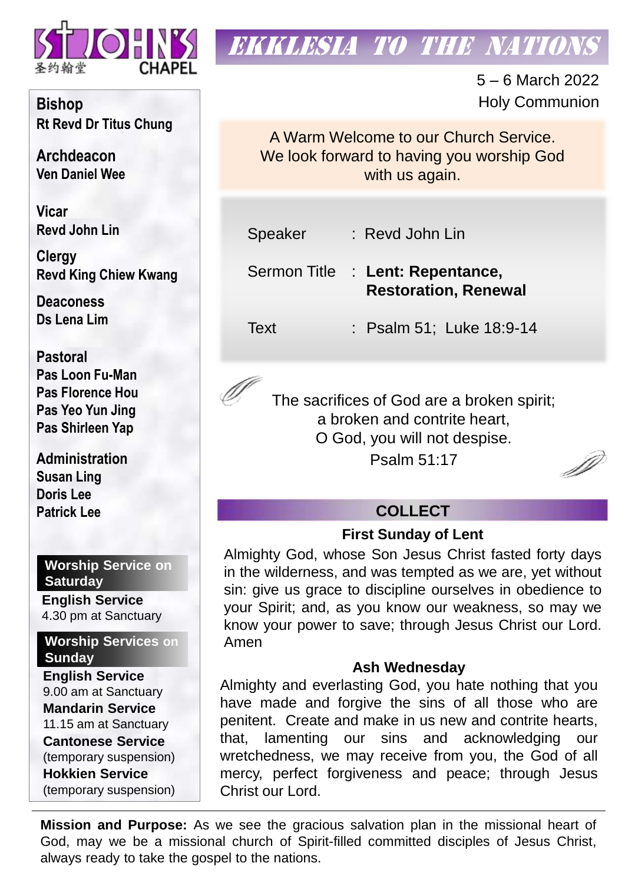ST JOHN'S CHAPEL
圣约翰堂

# EKKLESIA TO THE NATIONS

5 – 6 March 2022
Holy Communion

A Warm Welcome to our Church Service.
We look forward to having you worship God with us again.

| | |
|---|---|
| Speaker | : Revd John Lin |
| Sermon Title | : **Lent: Repentance, Restoration, Renewal** |
| Text | : Psalm 51; Luke 18:9-14 |

The sacrifices of God are a broken spirit;
a broken and contrite heart,
O God, you will not despise.
Psalm 51:17

## COLLECT

### First Sunday of Lent

Almighty God, whose Son Jesus Christ fasted forty days in the wilderness, and was tempted as we are, yet without sin: give us grace to discipline ourselves in obedience to your Spirit; and, as you know our weakness, so may we know your power to save; through Jesus Christ our Lord. Amen

### Ash Wednesday

Almighty and everlasting God, you hate nothing that you have made and forgive the sins of all those who are penitent. Create and make in us new and contrite hearts, that, lamenting our sins and acknowledging our wretchedness, we may receive from you, the God of all mercy, perfect forgiveness and peace; through Jesus Christ our Lord.

**Bishop**
Rt Revd Dr Titus Chung

**Archdeacon**
Ven Daniel Wee

**Vicar**
Revd John Lin

**Clergy**
Revd King Chiew Kwang

**Deaconess**
Ds Lena Lim

**Pastoral**
Pas Loon Fu-Man
Pas Florence Hou
Pas Yeo Yun Jing
Pas Shirleen Yap

**Administration**
Susan Ling
Doris Lee
Patrick Lee

**Worship Service on Saturday**

**English Service**
4.30 pm at Sanctuary

**Worship Services on Sunday**

**English Service**
9.00 am at Sanctuary

**Mandarin Service**
11.15 am at Sanctuary

**Cantonese Service**
(temporary suspension)

**Hokkien Service**
(temporary suspension)

**Mission and Purpose:** As we see the gracious salvation plan in the missional heart of God, may we be a missional church of Spirit-filled committed disciples of Jesus Christ, always ready to take the gospel to the nations.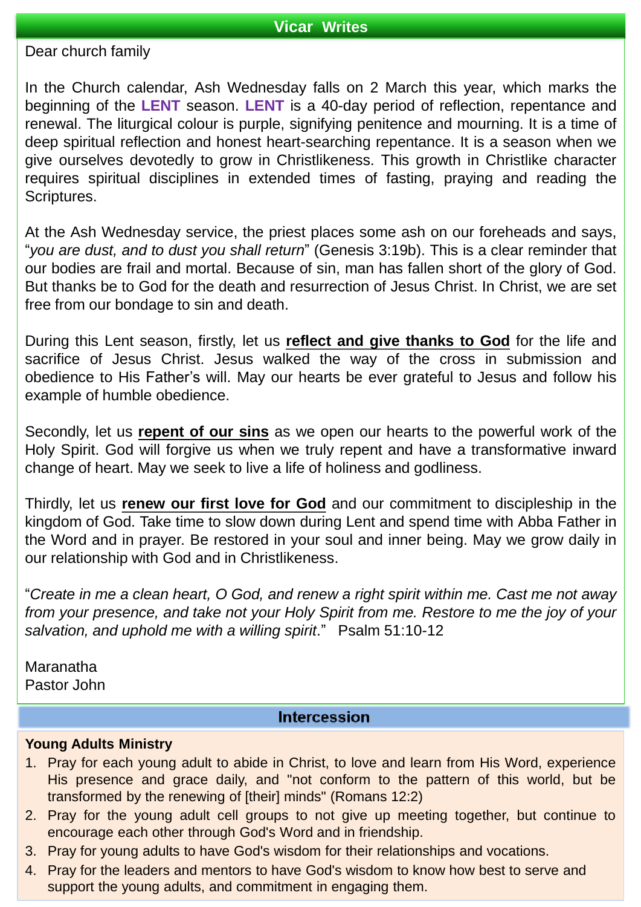## Vicar Writes

Dear church family

In the Church calendar, Ash Wednesday falls on 2 March this year, which marks the beginning of the **LENT** season. **LENT** is a 40-day period of reflection, repentance and renewal. The liturgical colour is purple, signifying penitence and mourning. It is a time of deep spiritual reflection and honest heart-searching repentance. It is a season when we give ourselves devotedly to grow in Christlikeness. This growth in Christlike character requires spiritual disciplines in extended times of fasting, praying and reading the Scriptures.

At the Ash Wednesday service, the priest places some ash on our foreheads and says, "*you are dust, and to dust you shall return*" (Genesis 3:19b). This is a clear reminder that our bodies are frail and mortal. Because of sin, man has fallen short of the glory of God. But thanks be to God for the death and resurrection of Jesus Christ. In Christ, we are set free from our bondage to sin and death.

During this Lent season, firstly, let us **reflect and give thanks to God** for the life and sacrifice of Jesus Christ. Jesus walked the way of the cross in submission and obedience to His Father's will. May our hearts be ever grateful to Jesus and follow his example of humble obedience.

Secondly, let us **repent of our sins** as we open our hearts to the powerful work of the Holy Spirit. God will forgive us when we truly repent and have a transformative inward change of heart. May we seek to live a life of holiness and godliness.

Thirdly, let us **renew our first love for God** and our commitment to discipleship in the kingdom of God. Take time to slow down during Lent and spend time with Abba Father in the Word and in prayer. Be restored in your soul and inner being. May we grow daily in our relationship with God and in Christlikeness.

"*Create in me a clean heart, O God, and renew a right spirit within me. Cast me not away from your presence, and take not your Holy Spirit from me. Restore to me the joy of your salvation, and uphold me with a willing spirit*." Psalm 51:10-12

Maranatha
Pastor John

## Intercession

**Young Adults Ministry**

1. Pray for each young adult to abide in Christ, to love and learn from His Word, experience His presence and grace daily, and "not conform to the pattern of this world, but be transformed by the renewing of [their] minds" (Romans 12:2)
2. Pray for the young adult cell groups to not give up meeting together, but continue to encourage each other through God's Word and in friendship.
3. Pray for young adults to have God's wisdom for their relationships and vocations.
4. Pray for the leaders and mentors to have God's wisdom to know how best to serve and support the young adults, and commitment in engaging them.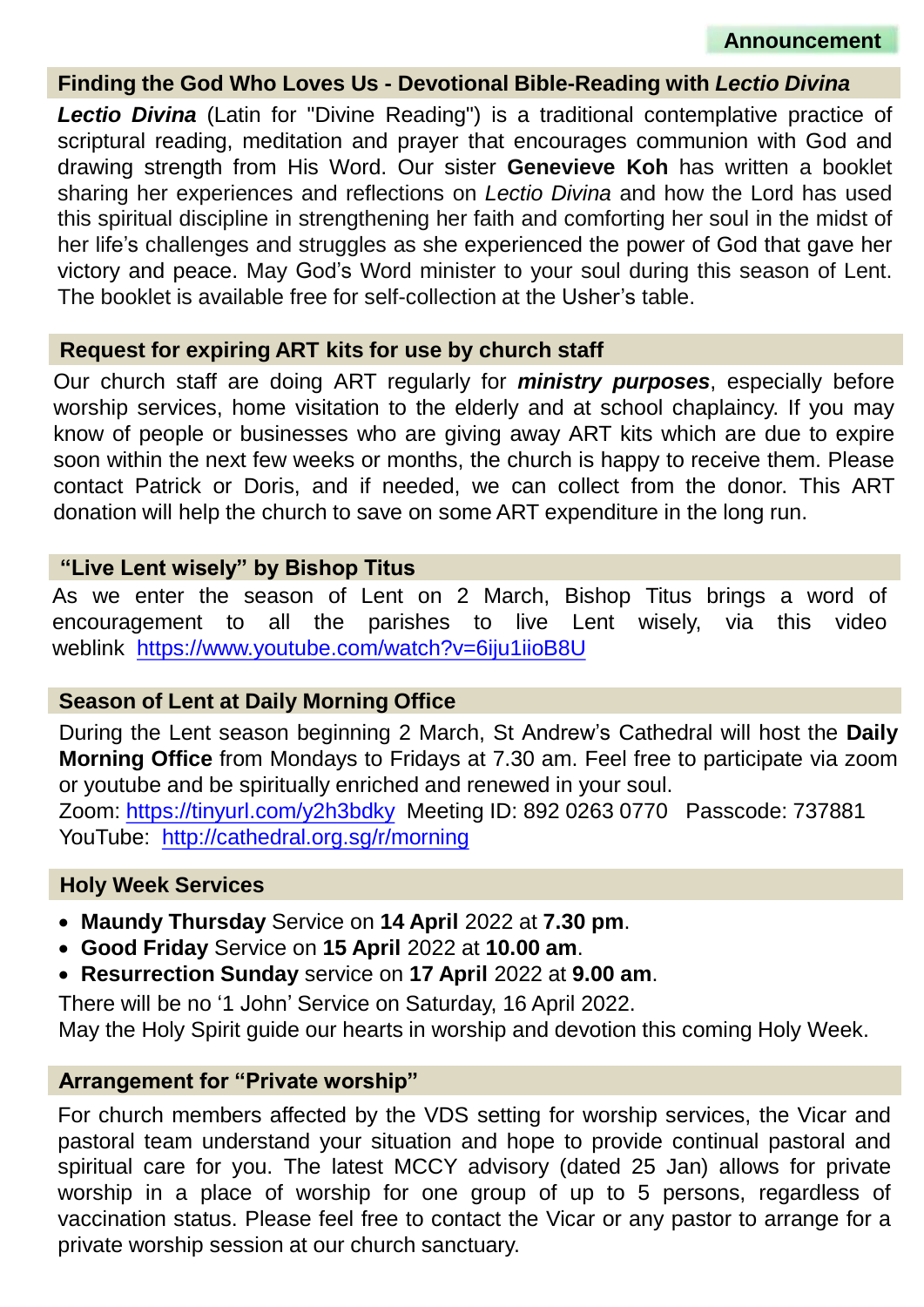**Announcement**

## Finding the God Who Loves Us - Devotional Bible-Reading with *Lectio Divina*

***Lectio Divina*** (Latin for "Divine Reading") is a traditional contemplative practice of scriptural reading, meditation and prayer that encourages communion with God and drawing strength from His Word. Our sister **Genevieve Koh** has written a booklet sharing her experiences and reflections on *Lectio Divina* and how the Lord has used this spiritual discipline in strengthening her faith and comforting her soul in the midst of her life's challenges and struggles as she experienced the power of God that gave her victory and peace. May God's Word minister to your soul during this season of Lent. The booklet is available free for self-collection at the Usher's table.

## Request for expiring ART kits for use by church staff

Our church staff are doing ART regularly for ***ministry purposes***, especially before worship services, home visitation to the elderly and at school chaplaincy. If you may know of people or businesses who are giving away ART kits which are due to expire soon within the next few weeks or months, the church is happy to receive them. Please contact Patrick or Doris, and if needed, we can collect from the donor. This ART donation will help the church to save on some ART expenditure in the long run.

## "Live Lent wisely" by Bishop Titus

As we enter the season of Lent on 2 March, Bishop Titus brings a word of encouragement to all the parishes to live Lent wisely, via this video weblink https://www.youtube.com/watch?v=6iju1iioB8U

## Season of Lent at Daily Morning Office

During the Lent season beginning 2 March, St Andrew's Cathedral will host the **Daily Morning Office** from Mondays to Fridays at 7.30 am. Feel free to participate via zoom or youtube and be spiritually enriched and renewed in your soul.
Zoom: https://tinyurl.com/y2h3bdky Meeting ID: 892 0263 0770 Passcode: 737881
YouTube: http://cathedral.org.sg/r/morning

## Holy Week Services

- **Maundy Thursday** Service on **14 April** 2022 at **7.30 pm**.
- **Good Friday** Service on **15 April** 2022 at **10.00 am**.
- **Resurrection Sunday** service on **17 April** 2022 at **9.00 am**.

There will be no '1 John' Service on Saturday, 16 April 2022.
May the Holy Spirit guide our hearts in worship and devotion this coming Holy Week.

## Arrangement for "Private worship"

For church members affected by the VDS setting for worship services, the Vicar and pastoral team understand your situation and hope to provide continual pastoral and spiritual care for you. The latest MCCY advisory (dated 25 Jan) allows for private worship in a place of worship for one group of up to 5 persons, regardless of vaccination status. Please feel free to contact the Vicar or any pastor to arrange for a private worship session at our church sanctuary.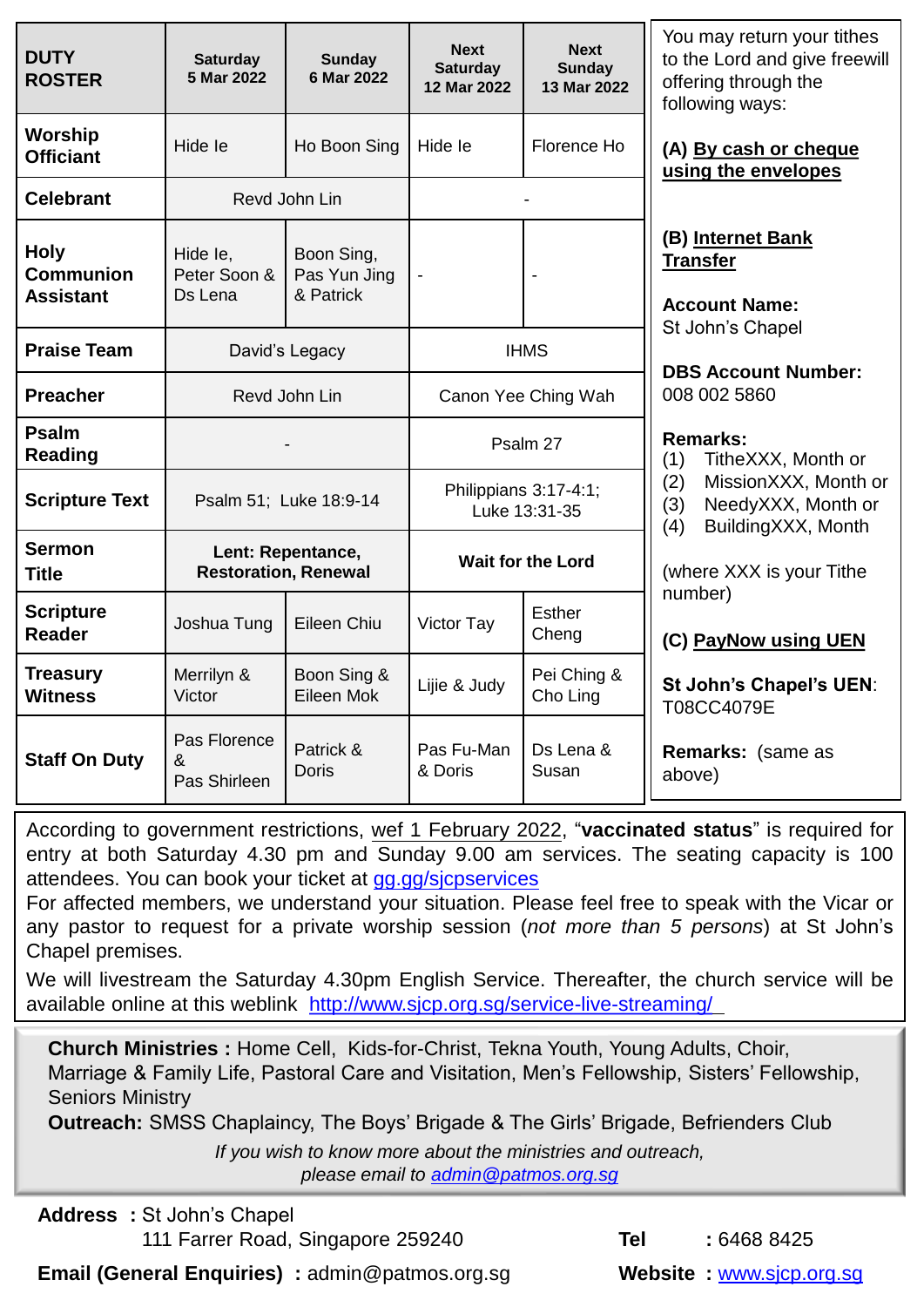| DUTY ROSTER | Saturday 5 Mar 2022 | Sunday 6 Mar 2022 | Next Saturday 12 Mar 2022 | Next Sunday 13 Mar 2022 |
|---|---|---|---|---|
| Worship Officiant | Hide Ie | Ho Boon Sing | Hide Ie | Florence Ho |
| Celebrant | Revd John Lin | | - | |
| Holy Communion Assistant | Hide Ie, Peter Soon & Ds Lena | Boon Sing, Pas Yun Jing & Patrick | - | - |
| Praise Team | David's Legacy | | IHMS | |
| Preacher | Revd John Lin | | Canon Yee Ching Wah | |
| Psalm Reading | - | | Psalm 27 | |
| Scripture Text | Psalm 51; Luke 18:9-14 | | Philippians 3:17-4:1; Luke 13:31-35 | |
| Sermon Title | **Lent: Repentance, Restoration, Renewal** | | **Wait for the Lord** | |
| Scripture Reader | Joshua Tung | Eileen Chiu | Victor Tay | Esther Cheng |
| Treasury Witness | Merrilyn & Victor | Boon Sing & Eileen Mok | Lijie & Judy | Pei Ching & Cho Ling |
| Staff On Duty | Pas Florence & Pas Shirleen | Patrick & Doris | Pas Fu-Man & Doris | Ds Lena & Susan |

You may return your tithes to the Lord and give freewill offering through the following ways:

**(A) By cash or cheque using the envelopes**

**(B) Internet Bank Transfer**

**Account Name:**
St John's Chapel

**DBS Account Number:**
008 002 5860

**Remarks:**
(1) TitheXXX, Month or
(2) MissionXXX, Month or
(3) NeedyXXX, Month or
(4) BuildingXXX, Month

(where XXX is your Tithe number)

**(C) PayNow using UEN**

**St John's Chapel's UEN**: T08CC4079E

**Remarks:** (same as above)

According to government restrictions, wef 1 February 2022, "**vaccinated status**" is required for entry at both Saturday 4.30 pm and Sunday 9.00 am services. The seating capacity is 100 attendees. You can book your ticket at gg.gg/sjcpservices

For affected members, we understand your situation. Please feel free to speak with the Vicar or any pastor to request for a private worship session (*not more than 5 persons*) at St John's Chapel premises.

We will livestream the Saturday 4.30pm English Service. Thereafter, the church service will be available online at this weblink http://www.sjcp.org.sg/service-live-streaming/

**Church Ministries :** Home Cell, Kids-for-Christ, Tekna Youth, Young Adults, Choir, Marriage & Family Life, Pastoral Care and Visitation, Men's Fellowship, Sisters' Fellowship, Seniors Ministry

**Outreach:** SMSS Chaplaincy, The Boys' Brigade & The Girls' Brigade, Befrienders Club

*If you wish to know more about the ministries and outreach, please email to admin@patmos.org.sg*

**Address :** St John's Chapel
111 Farrer Road, Singapore 259240

**Tel :** 6468 8425

**Email (General Enquiries) :** admin@patmos.org.sg

**Website :** www.sjcp.org.sg